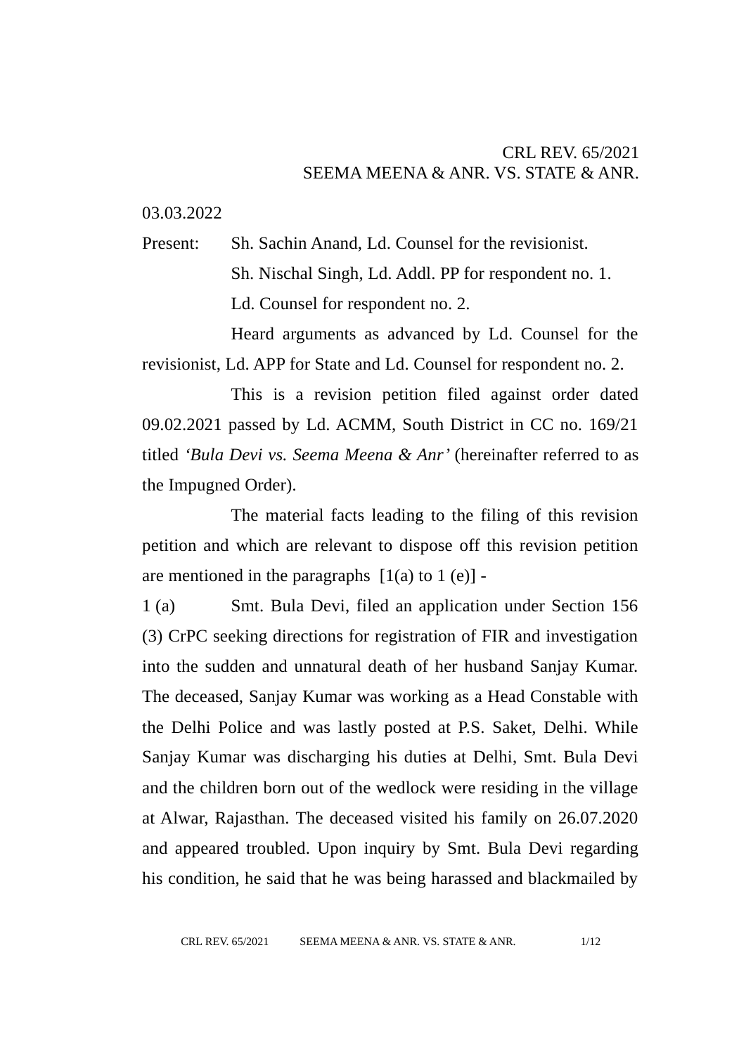CRL REV. 65/2021
SEEMA MEENA & ANR. VS. STATE & ANR.

03.03.2022

Present: Sh. Sachin Anand, Ld. Counsel for the revisionist.
Sh. Nischal Singh, Ld. Addl. PP for respondent no. 1.
Ld. Counsel for respondent no. 2.

Heard arguments as advanced by Ld. Counsel for the revisionist, Ld. APP for State and Ld. Counsel for respondent no. 2.

This is a revision petition filed against order dated 09.02.2021 passed by Ld. ACMM, South District in CC no. 169/21 titled *'Bula Devi vs. Seema Meena & Anr'* (hereinafter referred to as the Impugned Order).

The material facts leading to the filing of this revision petition and which are relevant to dispose off this revision petition are mentioned in the paragraphs [1(a) to 1 (e)] -

1 (a) Smt. Bula Devi, filed an application under Section 156 (3) CrPC seeking directions for registration of FIR and investigation into the sudden and unnatural death of her husband Sanjay Kumar. The deceased, Sanjay Kumar was working as a Head Constable with the Delhi Police and was lastly posted at P.S. Saket, Delhi. While Sanjay Kumar was discharging his duties at Delhi, Smt. Bula Devi and the children born out of the wedlock were residing in the village at Alwar, Rajasthan. The deceased visited his family on 26.07.2020 and appeared troubled. Upon inquiry by Smt. Bula Devi regarding his condition, he said that he was being harassed and blackmailed by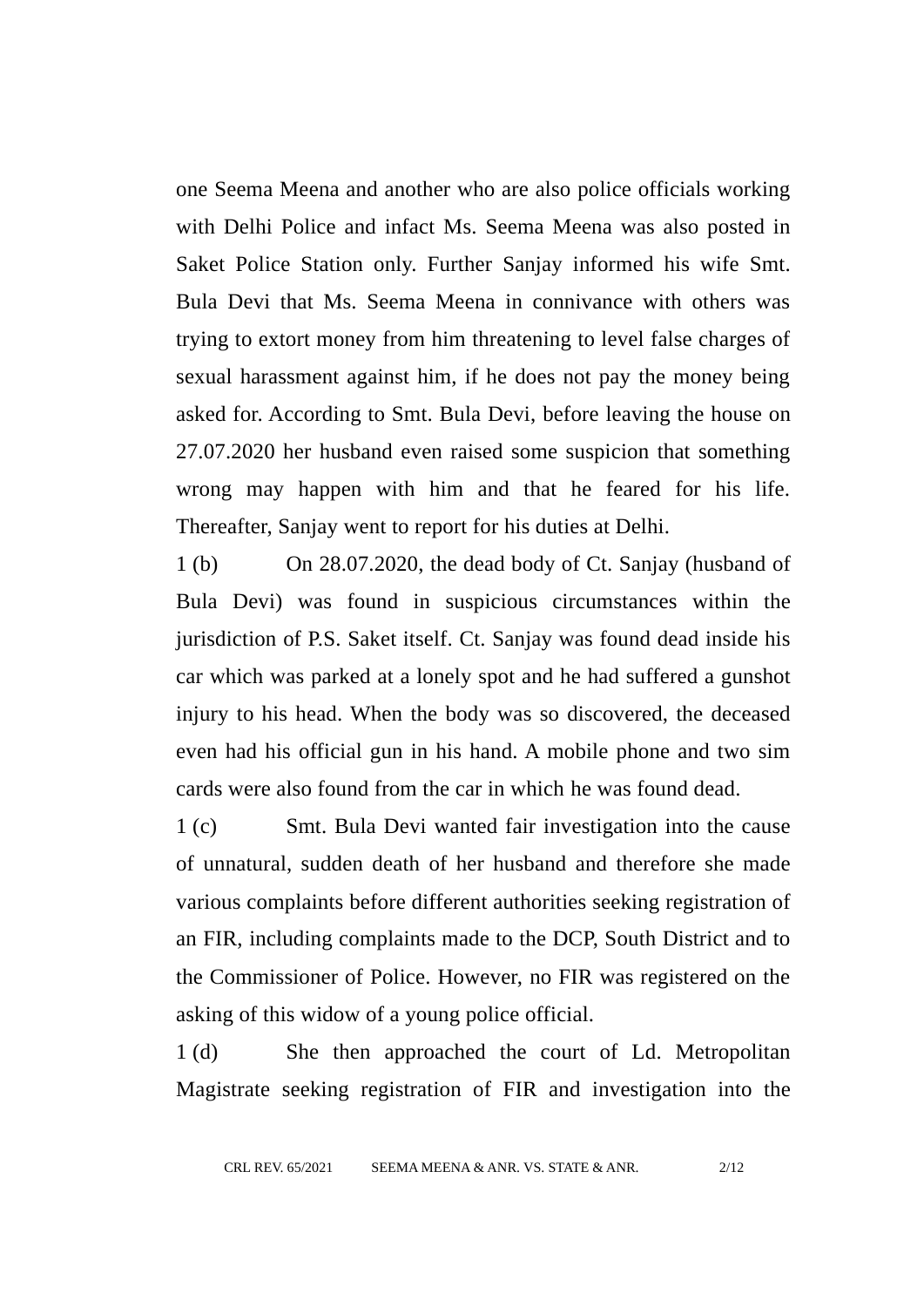one Seema Meena and another who are also police officials working with Delhi Police and infact Ms. Seema Meena was also posted in Saket Police Station only. Further Sanjay informed his wife Smt. Bula Devi that Ms. Seema Meena in connivance with others was trying to extort money from him threatening to level false charges of sexual harassment against him, if he does not pay the money being asked for. According to Smt. Bula Devi, before leaving the house on 27.07.2020 her husband even raised some suspicion that something wrong may happen with him and that he feared for his life. Thereafter, Sanjay went to report for his duties at Delhi.

1 (b) On 28.07.2020, the dead body of Ct. Sanjay (husband of Bula Devi) was found in suspicious circumstances within the jurisdiction of P.S. Saket itself. Ct. Sanjay was found dead inside his car which was parked at a lonely spot and he had suffered a gunshot injury to his head. When the body was so discovered, the deceased even had his official gun in his hand. A mobile phone and two sim cards were also found from the car in which he was found dead.

1 (c) Smt. Bula Devi wanted fair investigation into the cause of unnatural, sudden death of her husband and therefore she made various complaints before different authorities seeking registration of an FIR, including complaints made to the DCP, South District and to the Commissioner of Police. However, no FIR was registered on the asking of this widow of a young police official.

1 (d) She then approached the court of Ld. Metropolitan Magistrate seeking registration of FIR and investigation into the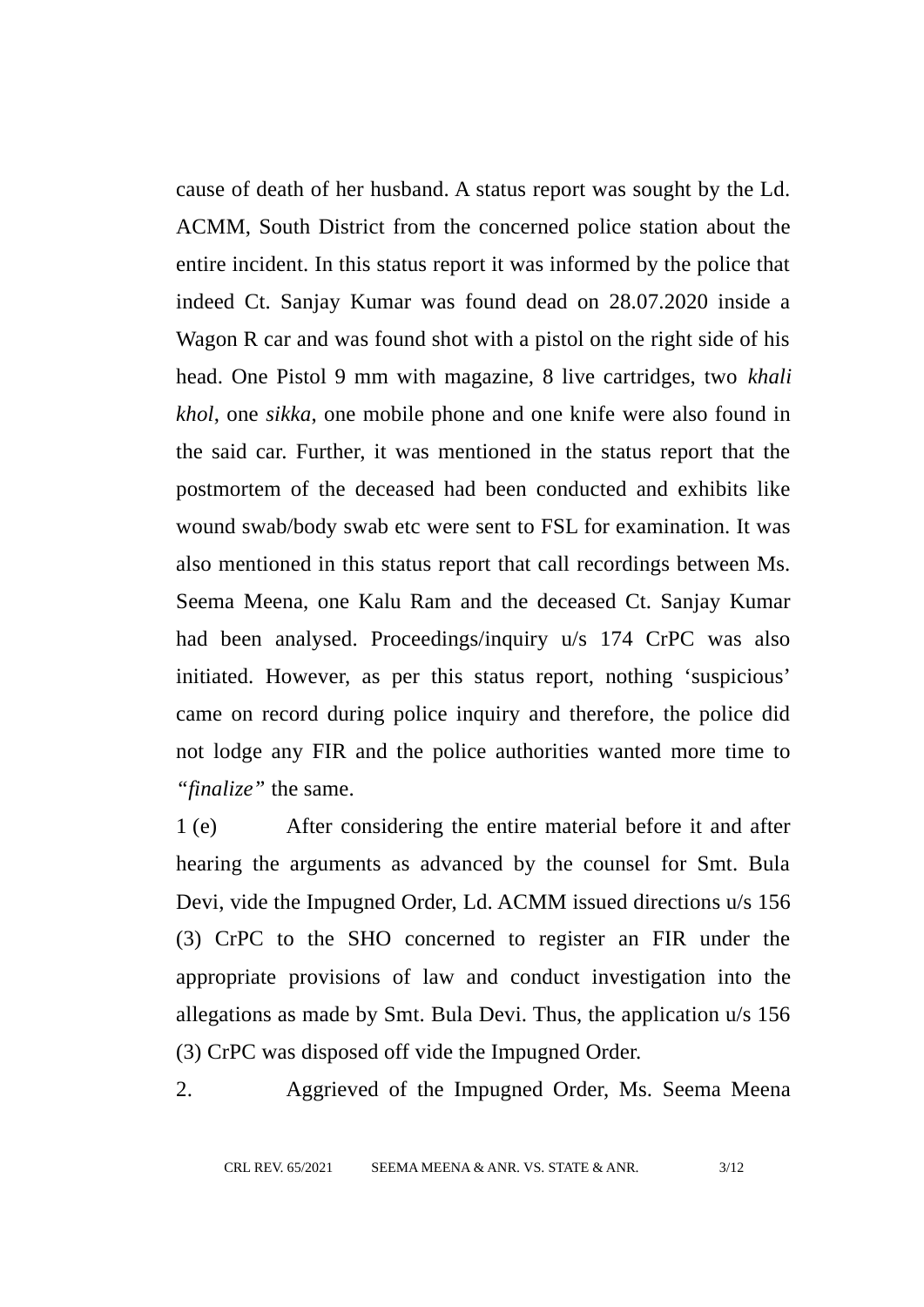cause of death of her husband. A status report was sought by the Ld. ACMM, South District from the concerned police station about the entire incident. In this status report it was informed by the police that indeed Ct. Sanjay Kumar was found dead on 28.07.2020 inside a Wagon R car and was found shot with a pistol on the right side of his head. One Pistol 9 mm with magazine, 8 live cartridges, two *khali khol*, one *sikka*, one mobile phone and one knife were also found in the said car. Further, it was mentioned in the status report that the postmortem of the deceased had been conducted and exhibits like wound swab/body swab etc were sent to FSL for examination. It was also mentioned in this status report that call recordings between Ms. Seema Meena, one Kalu Ram and the deceased Ct. Sanjay Kumar had been analysed. Proceedings/inquiry u/s 174 CrPC was also initiated. However, as per this status report, nothing 'suspicious' came on record during police inquiry and therefore, the police did not lodge any FIR and the police authorities wanted more time to *"finalize"* the same.

1 (e) After considering the entire material before it and after hearing the arguments as advanced by the counsel for Smt. Bula Devi, vide the Impugned Order, Ld. ACMM issued directions u/s 156 (3) CrPC to the SHO concerned to register an FIR under the appropriate provisions of law and conduct investigation into the allegations as made by Smt. Bula Devi. Thus, the application u/s 156 (3) CrPC was disposed off vide the Impugned Order.

2. Aggrieved of the Impugned Order, Ms. Seema Meena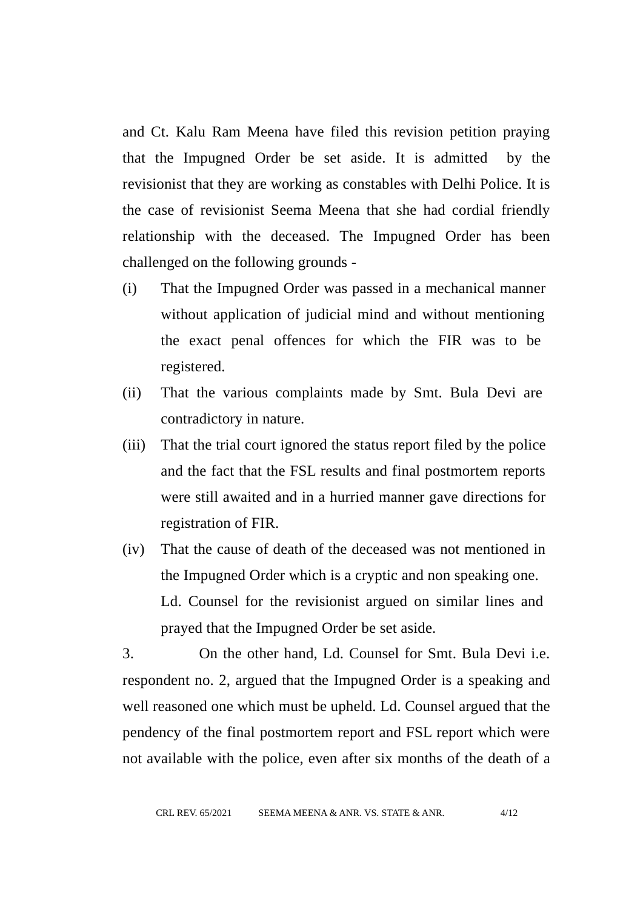and Ct. Kalu Ram Meena have filed this revision petition praying that the Impugned Order be set aside. It is admitted by the revisionist that they are working as constables with Delhi Police. It is the case of revisionist Seema Meena that she had cordial friendly relationship with the deceased. The Impugned Order has been challenged on the following grounds -

(i) That the Impugned Order was passed in a mechanical manner without application of judicial mind and without mentioning the exact penal offences for which the FIR was to be registered.

(ii) That the various complaints made by Smt. Bula Devi are contradictory in nature.

(iii) That the trial court ignored the status report filed by the police and the fact that the FSL results and final postmortem reports were still awaited and in a hurried manner gave directions for registration of FIR.

(iv) That the cause of death of the deceased was not mentioned in the Impugned Order which is a cryptic and non speaking one.

Ld. Counsel for the revisionist argued on similar lines and prayed that the Impugned Order be set aside.

3. On the other hand, Ld. Counsel for Smt. Bula Devi i.e. respondent no. 2, argued that the Impugned Order is a speaking and well reasoned one which must be upheld. Ld. Counsel argued that the pendency of the final postmortem report and FSL report which were not available with the police, even after six months of the death of a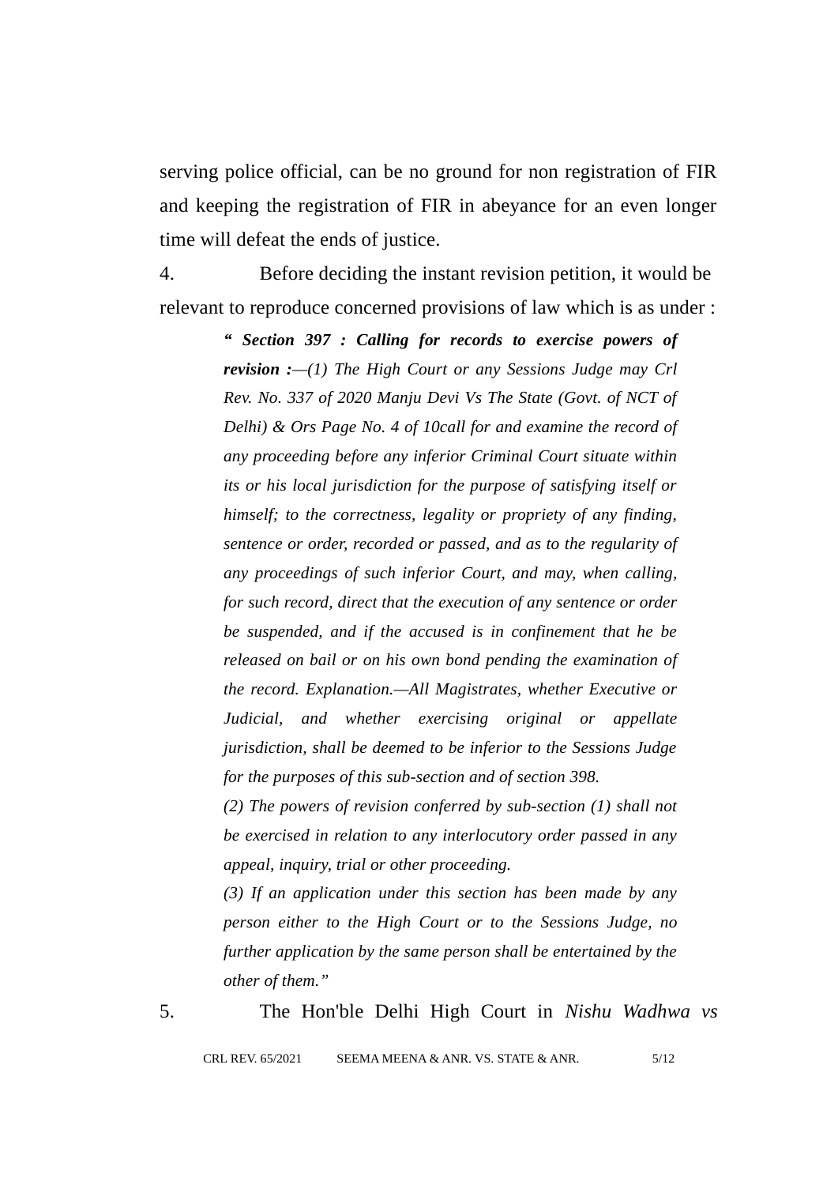serving police official, can be no ground for non registration of FIR and keeping the registration of FIR in abeyance for an even longer time will defeat the ends of justice.

4. Before deciding the instant revision petition, it would be relevant to reproduce concerned provisions of law which is as under :

> *“ **Section 397 : Calling for records to exercise powers of revision :**—(1) The High Court or any Sessions Judge may Crl Rev. No. 337 of 2020 Manju Devi Vs The State (Govt. of NCT of Delhi) & Ors Page No. 4 of 10call for and examine the record of any proceeding before any inferior Criminal Court situate within its or his local jurisdiction for the purpose of satisfying itself or himself; to the correctness, legality or propriety of any finding, sentence or order, recorded or passed, and as to the regularity of any proceedings of such inferior Court, and may, when calling, for such record, direct that the execution of any sentence or order be suspended, and if the accused is in confinement that he be released on bail or on his own bond pending the examination of the record. Explanation.—All Magistrates, whether Executive or Judicial, and whether exercising original or appellate jurisdiction, shall be deemed to be inferior to the Sessions Judge for the purposes of this sub-section and of section 398.*
>
> *(2) The powers of revision conferred by sub-section (1) shall not be exercised in relation to any interlocutory order passed in any appeal, inquiry, trial or other proceeding.*
>
> *(3) If an application under this section has been made by any person either to the High Court or to the Sessions Judge, no further application by the same person shall be entertained by the other of them.”*

5. The Hon'ble Delhi High Court in *Nishu Wadhwa vs*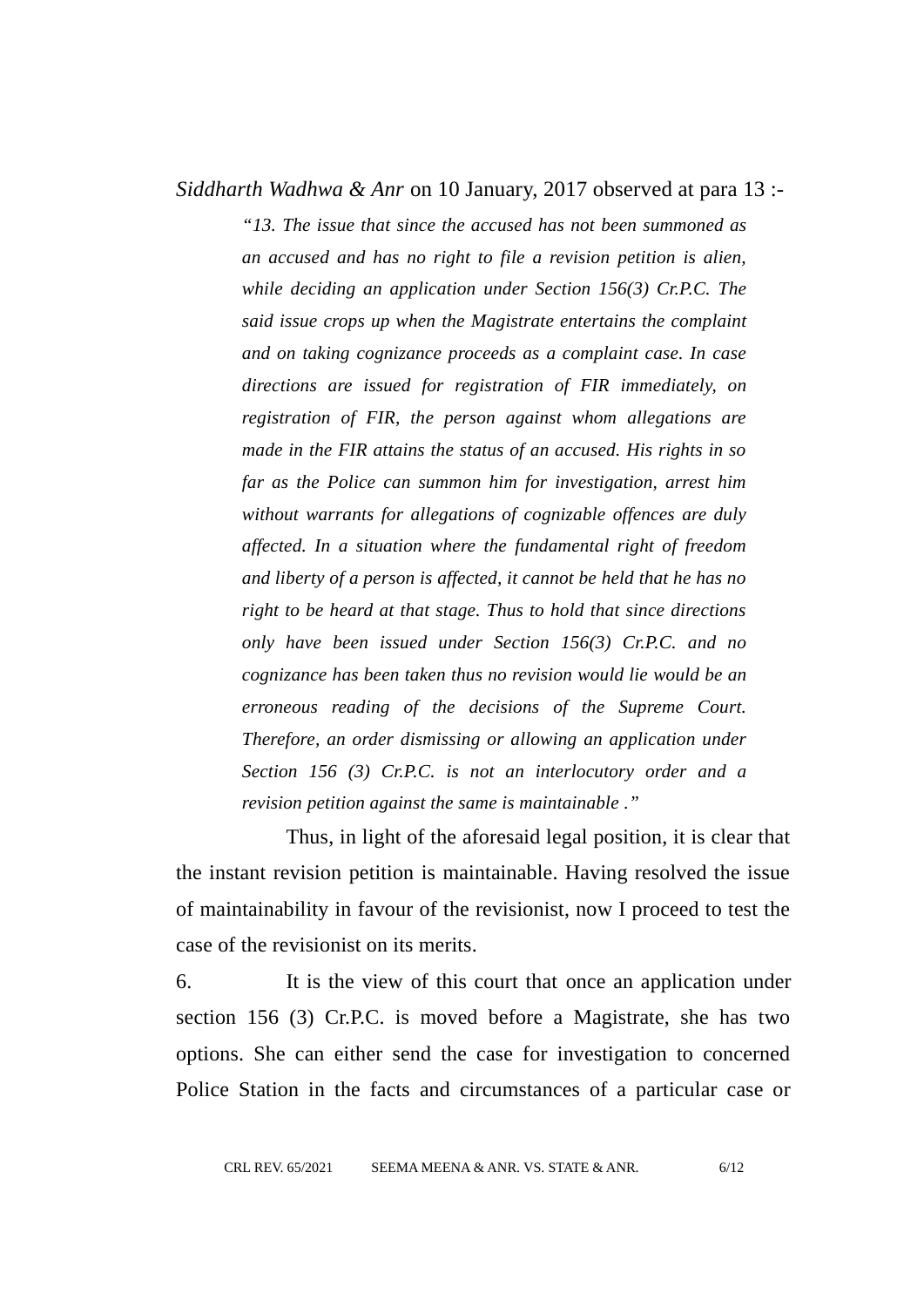*Siddharth Wadhwa & Anr* on 10 January, 2017 observed at para 13 :-

> *"13. The issue that since the accused has not been summoned as an accused and has no right to file a revision petition is alien, while deciding an application under Section 156(3) Cr.P.C. The said issue crops up when the Magistrate entertains the complaint and on taking cognizance proceeds as a complaint case. In case directions are issued for registration of FIR immediately, on registration of FIR, the person against whom allegations are made in the FIR attains the status of an accused. His rights in so far as the Police can summon him for investigation, arrest him without warrants for allegations of cognizable offences are duly affected. In a situation where the fundamental right of freedom and liberty of a person is affected, it cannot be held that he has no right to be heard at that stage. Thus to hold that since directions only have been issued under Section 156(3) Cr.P.C. and no cognizance has been taken thus no revision would lie would be an erroneous reading of the decisions of the Supreme Court. Therefore, an order dismissing or allowing an application under Section 156 (3) Cr.P.C. is not an interlocutory order and a revision petition against the same is maintainable ."*

Thus, in light of the aforesaid legal position, it is clear that the instant revision petition is maintainable. Having resolved the issue of maintainability in favour of the revisionist, now I proceed to test the case of the revisionist on its merits.

6. It is the view of this court that once an application under section 156 (3) Cr.P.C. is moved before a Magistrate, she has two options. She can either send the case for investigation to concerned Police Station in the facts and circumstances of a particular case or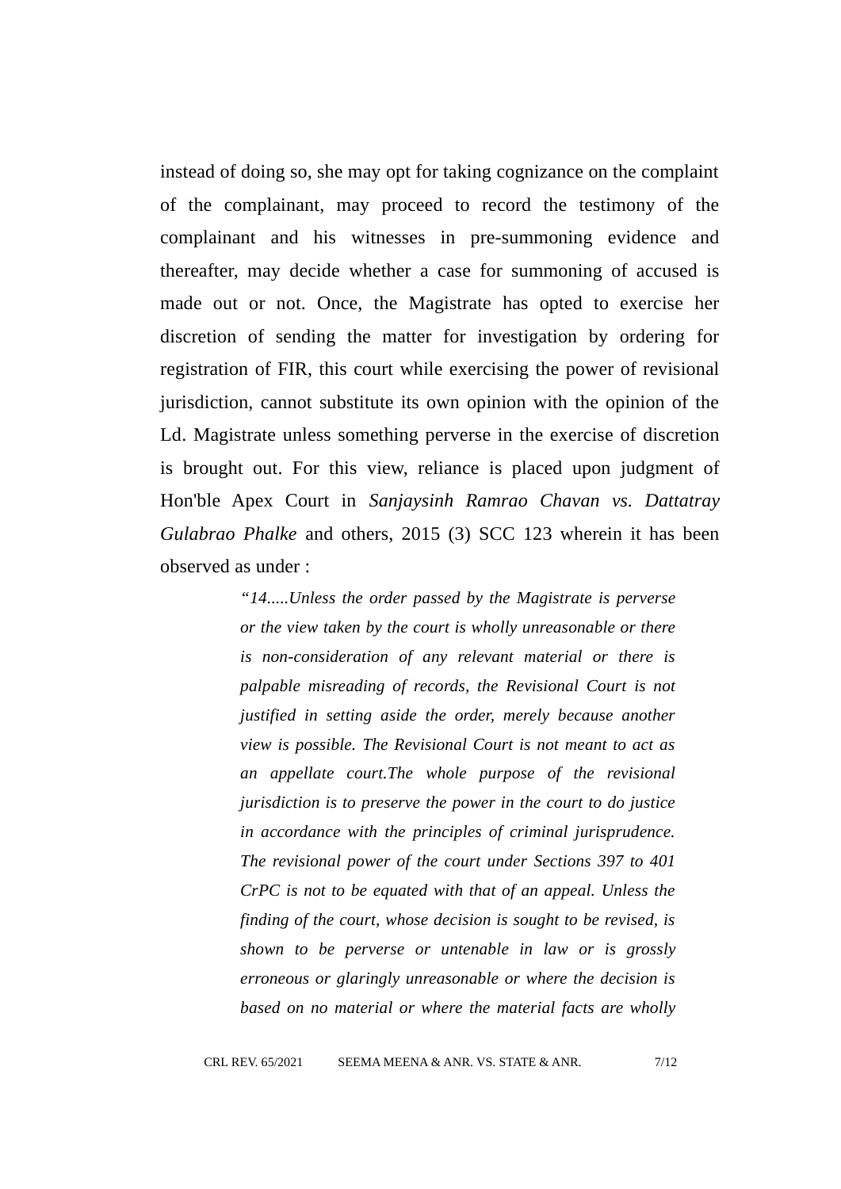instead of doing so, she may opt for taking cognizance on the complaint of the complainant, may proceed to record the testimony of the complainant and his witnesses in pre-summoning evidence and thereafter, may decide whether a case for summoning of accused is made out or not. Once, the Magistrate has opted to exercise her discretion of sending the matter for investigation by ordering for registration of FIR, this court while exercising the power of revisional jurisdiction, cannot substitute its own opinion with the opinion of the Ld. Magistrate unless something perverse in the exercise of discretion is brought out. For this view, reliance is placed upon judgment of Hon'ble Apex Court in *Sanjaysinh Ramrao Chavan vs. Dattatray Gulabrao Phalke* and others, 2015 (3) SCC 123 wherein it has been observed as under :

> *"14.....Unless the order passed by the Magistrate is perverse or the view taken by the court is wholly unreasonable or there is non-consideration of any relevant material or there is palpable misreading of records, the Revisional Court is not justified in setting aside the order, merely because another view is possible. The Revisional Court is not meant to act as an appellate court.The whole purpose of the revisional jurisdiction is to preserve the power in the court to do justice in accordance with the principles of criminal jurisprudence. The revisional power of the court under Sections 397 to 401 CrPC is not to be equated with that of an appeal. Unless the finding of the court, whose decision is sought to be revised, is shown to be perverse or untenable in law or is grossly erroneous or glaringly unreasonable or where the decision is based on no material or where the material facts are wholly*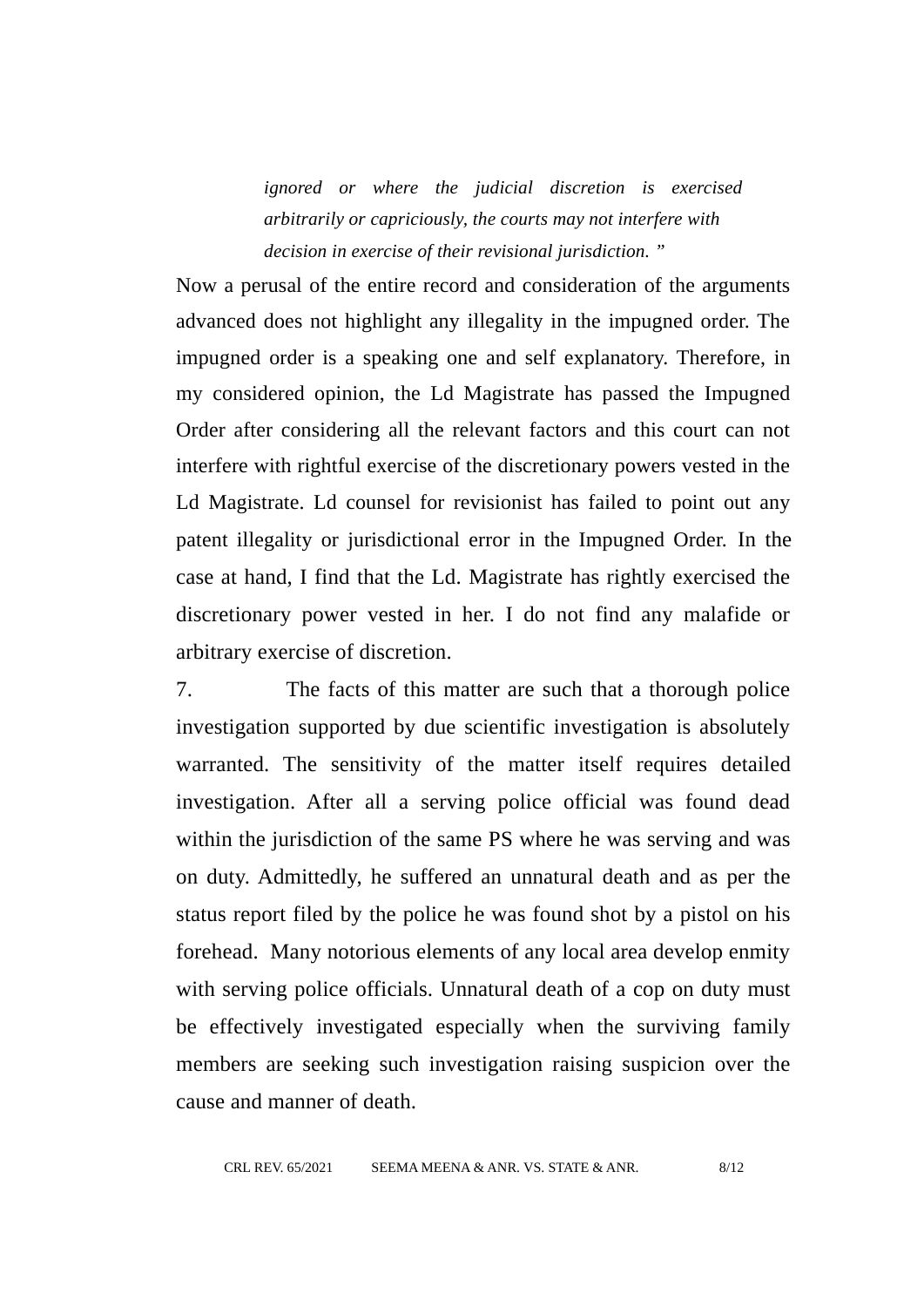> *ignored or where the judicial discretion is exercised arbitrarily or capriciously, the courts may not interfere with decision in exercise of their revisional jurisdiction. "*

Now a perusal of the entire record and consideration of the arguments advanced does not highlight any illegality in the impugned order. The impugned order is a speaking one and self explanatory. Therefore, in my considered opinion, the Ld Magistrate has passed the Impugned Order after considering all the relevant factors and this court can not interfere with rightful exercise of the discretionary powers vested in the Ld Magistrate. Ld counsel for revisionist has failed to point out any patent illegality or jurisdictional error in the Impugned Order. In the case at hand, I find that the Ld. Magistrate has rightly exercised the discretionary power vested in her. I do not find any malafide or arbitrary exercise of discretion.

7. The facts of this matter are such that a thorough police investigation supported by due scientific investigation is absolutely warranted. The sensitivity of the matter itself requires detailed investigation. After all a serving police official was found dead within the jurisdiction of the same PS where he was serving and was on duty. Admittedly, he suffered an unnatural death and as per the status report filed by the police he was found shot by a pistol on his forehead. Many notorious elements of any local area develop enmity with serving police officials. Unnatural death of a cop on duty must be effectively investigated especially when the surviving family members are seeking such investigation raising suspicion over the cause and manner of death.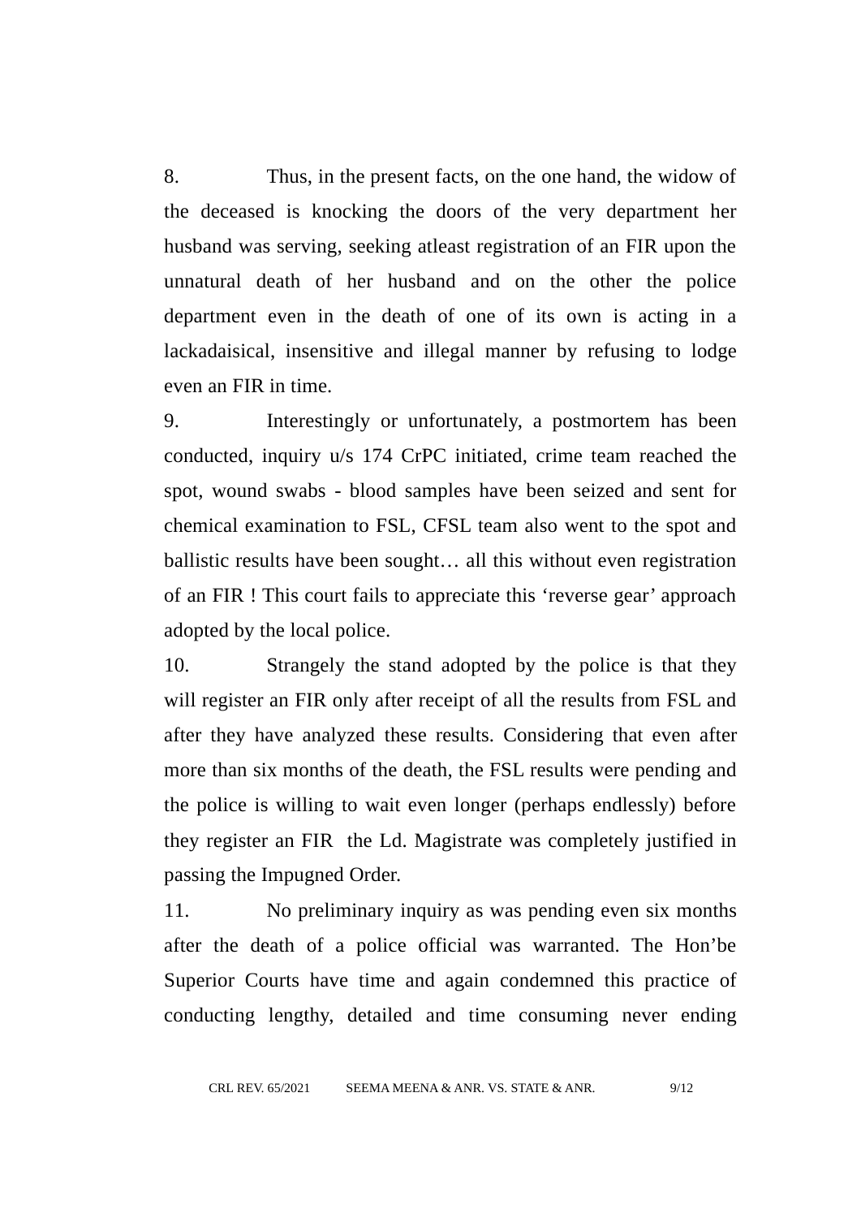8. Thus, in the present facts, on the one hand, the widow of the deceased is knocking the doors of the very department her husband was serving, seeking atleast registration of an FIR upon the unnatural death of her husband and on the other the police department even in the death of one of its own is acting in a lackadaisical, insensitive and illegal manner by refusing to lodge even an FIR in time.

9. Interestingly or unfortunately, a postmortem has been conducted, inquiry u/s 174 CrPC initiated, crime team reached the spot, wound swabs - blood samples have been seized and sent for chemical examination to FSL, CFSL team also went to the spot and ballistic results have been sought… all this without even registration of an FIR ! This court fails to appreciate this 'reverse gear' approach adopted by the local police.

10. Strangely the stand adopted by the police is that they will register an FIR only after receipt of all the results from FSL and after they have analyzed these results. Considering that even after more than six months of the death, the FSL results were pending and the police is willing to wait even longer (perhaps endlessly) before they register an FIR the Ld. Magistrate was completely justified in passing the Impugned Order.

11. No preliminary inquiry as was pending even six months after the death of a police official was warranted. The Hon'be Superior Courts have time and again condemned this practice of conducting lengthy, detailed and time consuming never ending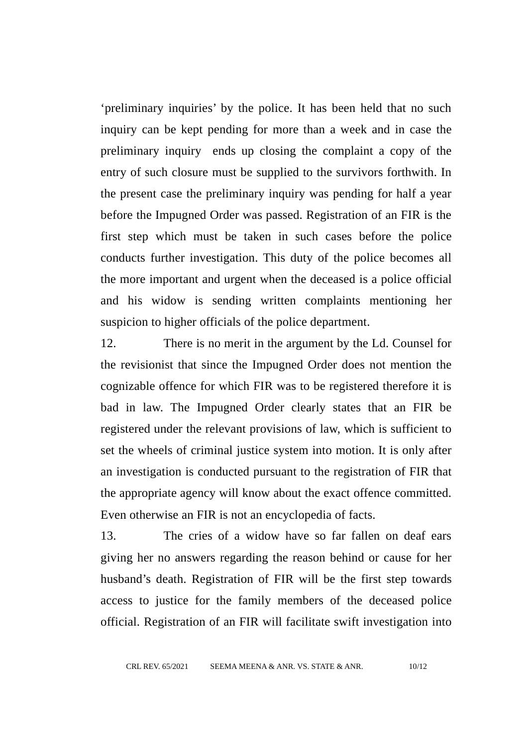‘preliminary inquiries’ by the police. It has been held that no such inquiry can be kept pending for more than a week and in case the preliminary inquiry ends up closing the complaint a copy of the entry of such closure must be supplied to the survivors forthwith. In the present case the preliminary inquiry was pending for half a year before the Impugned Order was passed. Registration of an FIR is the first step which must be taken in such cases before the police conducts further investigation. This duty of the police becomes all the more important and urgent when the deceased is a police official and his widow is sending written complaints mentioning her suspicion to higher officials of the police department.

12. There is no merit in the argument by the Ld. Counsel for the revisionist that since the Impugned Order does not mention the cognizable offence for which FIR was to be registered therefore it is bad in law. The Impugned Order clearly states that an FIR be registered under the relevant provisions of law, which is sufficient to set the wheels of criminal justice system into motion. It is only after an investigation is conducted pursuant to the registration of FIR that the appropriate agency will know about the exact offence committed. Even otherwise an FIR is not an encyclopedia of facts.

13. The cries of a widow have so far fallen on deaf ears giving her no answers regarding the reason behind or cause for her husband’s death. Registration of FIR will be the first step towards access to justice for the family members of the deceased police official. Registration of an FIR will facilitate swift investigation into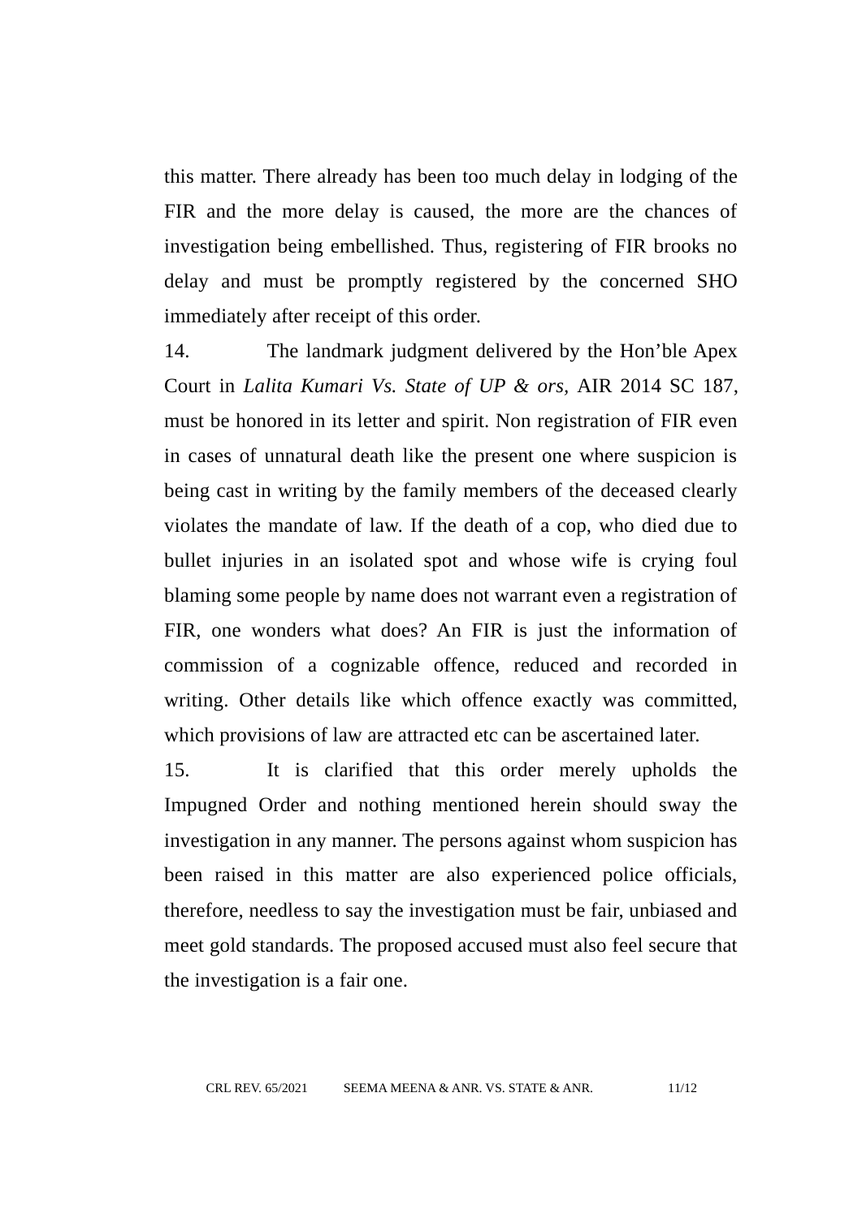this matter. There already has been too much delay in lodging of the FIR and the more delay is caused, the more are the chances of investigation being embellished. Thus, registering of FIR brooks no delay and must be promptly registered by the concerned SHO immediately after receipt of this order.

14. The landmark judgment delivered by the Hon'ble Apex Court in *Lalita Kumari Vs. State of UP & ors*, AIR 2014 SC 187, must be honored in its letter and spirit. Non registration of FIR even in cases of unnatural death like the present one where suspicion is being cast in writing by the family members of the deceased clearly violates the mandate of law. If the death of a cop, who died due to bullet injuries in an isolated spot and whose wife is crying foul blaming some people by name does not warrant even a registration of FIR, one wonders what does? An FIR is just the information of commission of a cognizable offence, reduced and recorded in writing. Other details like which offence exactly was committed, which provisions of law are attracted etc can be ascertained later.

15. It is clarified that this order merely upholds the Impugned Order and nothing mentioned herein should sway the investigation in any manner. The persons against whom suspicion has been raised in this matter are also experienced police officials, therefore, needless to say the investigation must be fair, unbiased and meet gold standards. The proposed accused must also feel secure that the investigation is a fair one.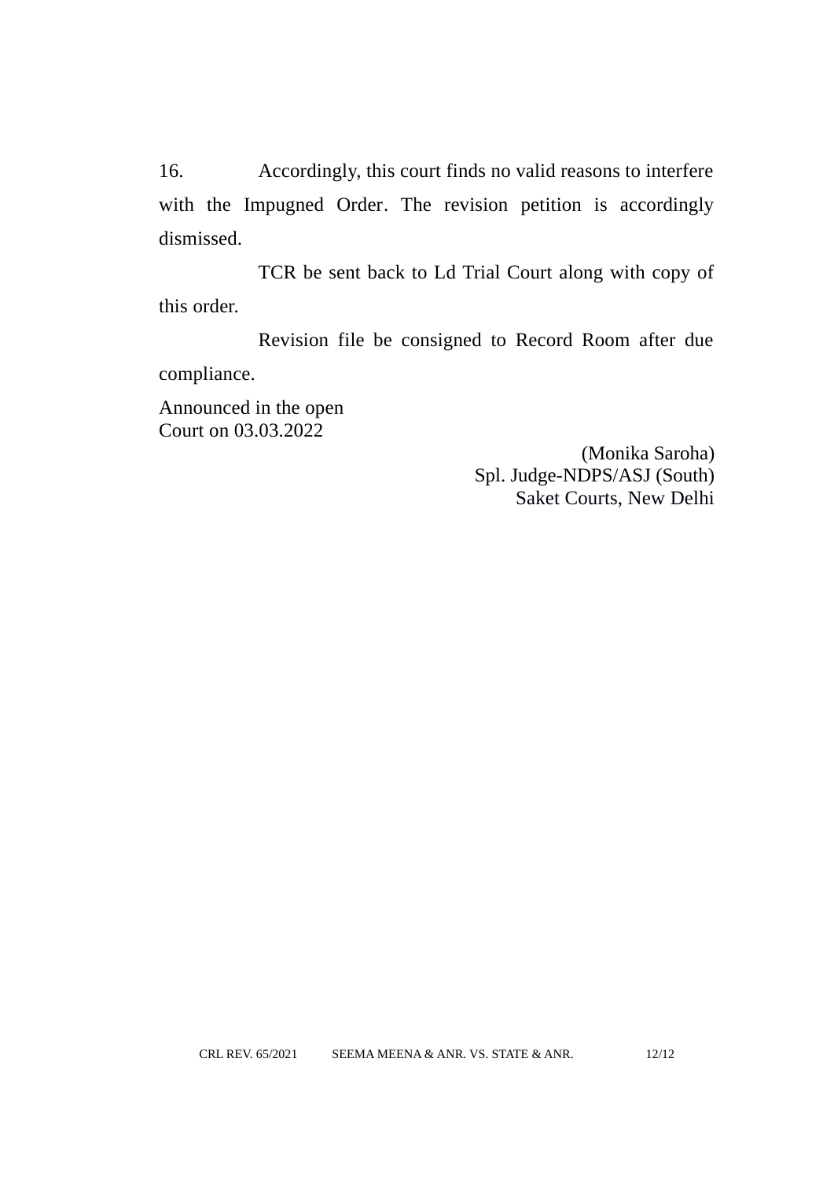16. Accordingly, this court finds no valid reasons to interfere with the Impugned Order. The revision petition is accordingly dismissed.

TCR be sent back to Ld Trial Court along with copy of this order.

Revision file be consigned to Record Room after due compliance.

Announced in the open
Court on 03.03.2022

(Monika Saroha)
Spl. Judge-NDPS/ASJ (South)
Saket Courts, New Delhi